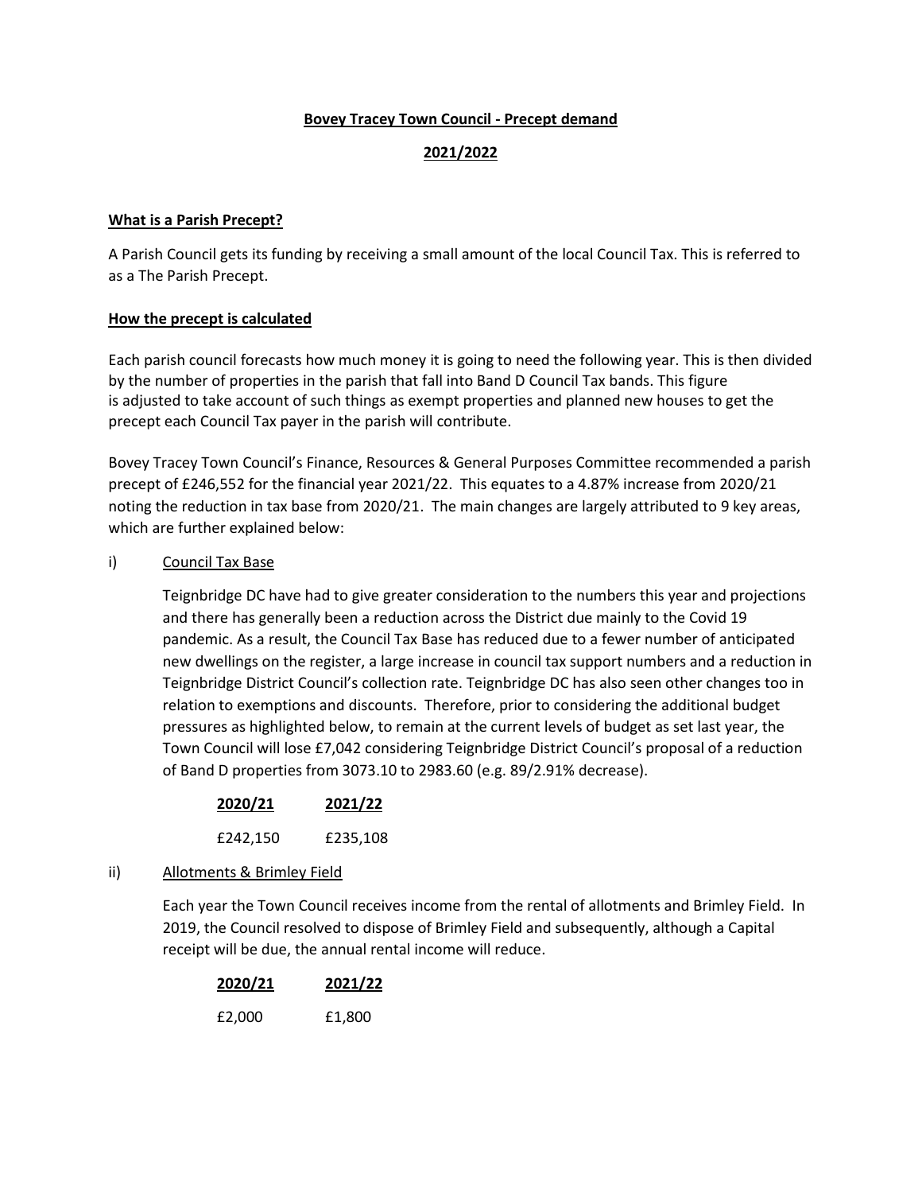# Bovey Tracey Town Council - Precept demand

## 2021/2022

### What is a Parish Precept?

A Parish Council gets its funding by receiving a small amount of the local Council Tax. This is referred to as a The Parish Precept.

### How the precept is calculated

Each parish council forecasts how much money it is going to need the following year. This is then divided by the number of properties in the parish that fall into Band D Council Tax bands. This figure is adjusted to take account of such things as exempt properties and planned new houses to get the precept each Council Tax payer in the parish will contribute.

Bovey Tracey Town Council's Finance, Resources & General Purposes Committee recommended a parish precept of £246,552 for the financial year 2021/22. This equates to a 4.87% increase from 2020/21 noting the reduction in tax base from 2020/21. The main changes are largely attributed to 9 key areas, which are further explained below:

i) Council Tax Base

Teignbridge DC have had to give greater consideration to the numbers this year and projections and there has generally been a reduction across the District due mainly to the Covid 19 pandemic. As a result, the Council Tax Base has reduced due to a fewer number of anticipated new dwellings on the register, a large increase in council tax support numbers and a reduction in Teignbridge District Council's collection rate. Teignbridge DC has also seen other changes too in relation to exemptions and discounts. Therefore, prior to considering the additional budget pressures as highlighted below, to remain at the current levels of budget as set last year, the Town Council will lose £7,042 considering Teignbridge District Council's proposal of a reduction of Band D properties from 3073.10 to 2983.60 (e.g. 89/2.91% decrease).

| 2020/21 | 2021/22 |
|---|---|
| £242,150 | £235,108 |

ii) Allotments & Brimley Field

Each year the Town Council receives income from the rental of allotments and Brimley Field. In 2019, the Council resolved to dispose of Brimley Field and subsequently, although a Capital receipt will be due, the annual rental income will reduce.

| 2020/21 | 2021/22 |
|---|---|
| £2,000 | £1,800 |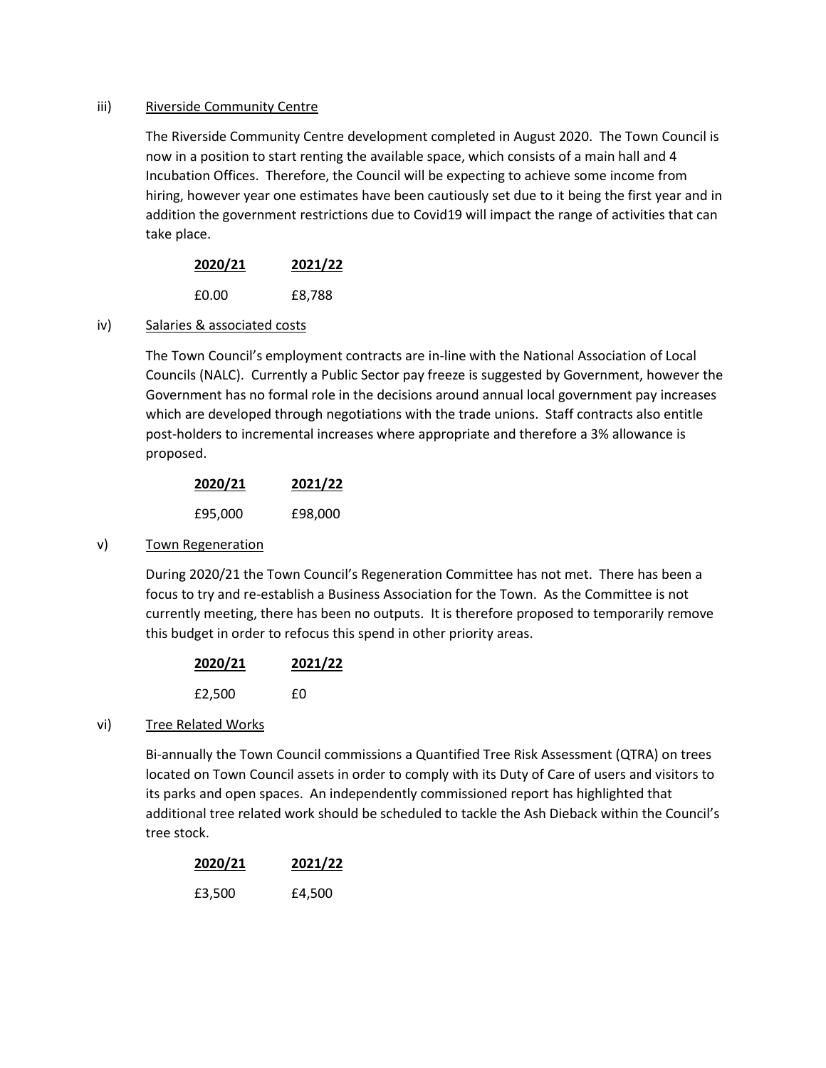iii) Riverside Community Centre

The Riverside Community Centre development completed in August 2020. The Town Council is now in a position to start renting the available space, which consists of a main hall and 4 Incubation Offices. Therefore, the Council will be expecting to achieve some income from hiring, however year one estimates have been cautiously set due to it being the first year and in addition the government restrictions due to Covid19 will impact the range of activities that can take place.

| 2020/21 | 2021/22 |
|---|---|
| £0.00 | £8,788 |

iv) Salaries & associated costs

The Town Council's employment contracts are in-line with the National Association of Local Councils (NALC). Currently a Public Sector pay freeze is suggested by Government, however the Government has no formal role in the decisions around annual local government pay increases which are developed through negotiations with the trade unions. Staff contracts also entitle post-holders to incremental increases where appropriate and therefore a 3% allowance is proposed.

| 2020/21 | 2021/22 |
|---|---|
| £95,000 | £98,000 |

v) Town Regeneration

During 2020/21 the Town Council's Regeneration Committee has not met. There has been a focus to try and re-establish a Business Association for the Town. As the Committee is not currently meeting, there has been no outputs. It is therefore proposed to temporarily remove this budget in order to refocus this spend in other priority areas.

| 2020/21 | 2021/22 |
|---|---|
| £2,500 | £0 |

vi) Tree Related Works

Bi-annually the Town Council commissions a Quantified Tree Risk Assessment (QTRA) on trees located on Town Council assets in order to comply with its Duty of Care of users and visitors to its parks and open spaces. An independently commissioned report has highlighted that additional tree related work should be scheduled to tackle the Ash Dieback within the Council's tree stock.

| 2020/21 | 2021/22 |
|---|---|
| £3,500 | £4,500 |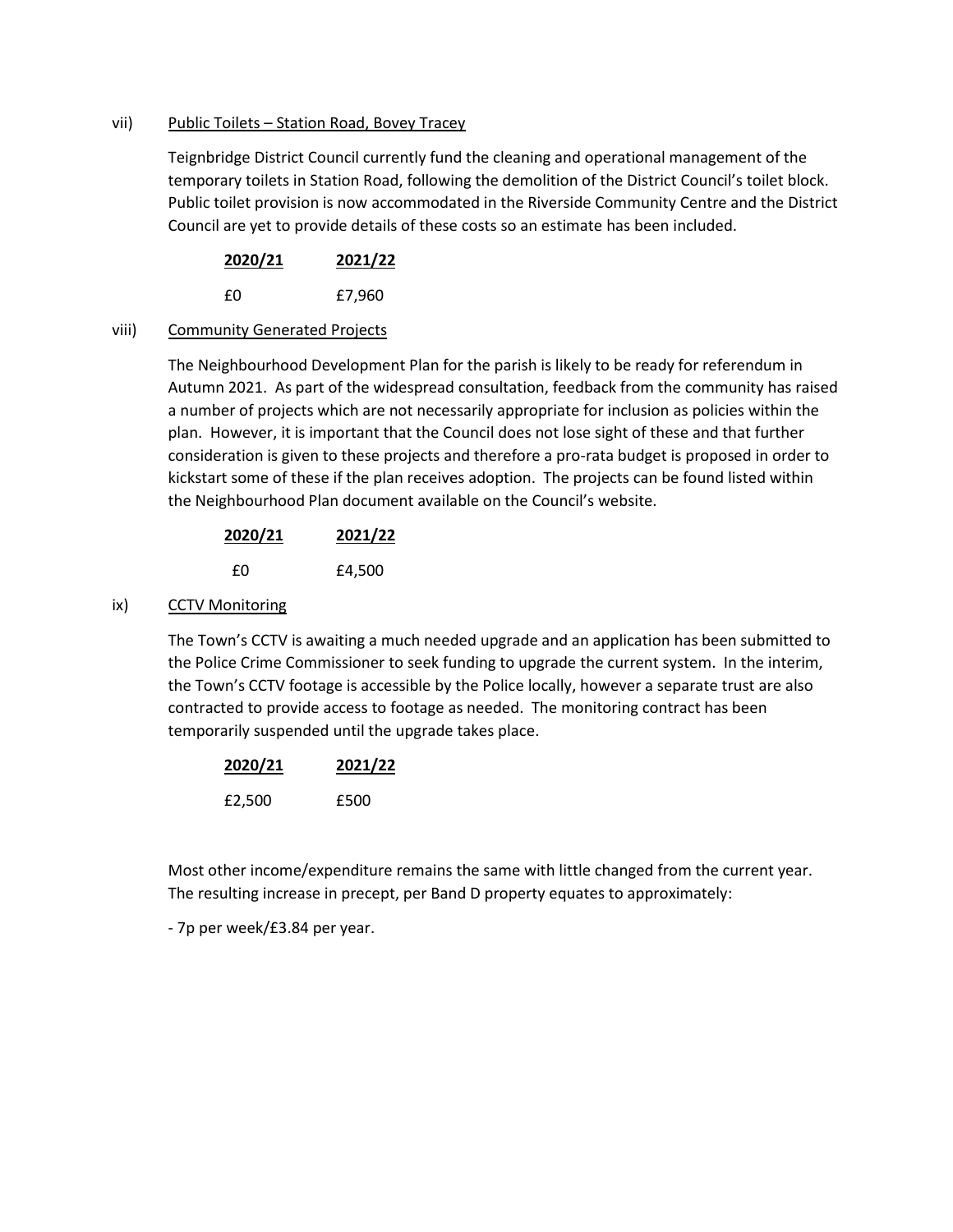vii) Public Toilets – Station Road, Bovey Tracey

Teignbridge District Council currently fund the cleaning and operational management of the temporary toilets in Station Road, following the demolition of the District Council's toilet block. Public toilet provision is now accommodated in the Riverside Community Centre and the District Council are yet to provide details of these costs so an estimate has been included.

| 2020/21 | 2021/22 |
|---|---|
| £0 | £7,960 |

viii) Community Generated Projects

The Neighbourhood Development Plan for the parish is likely to be ready for referendum in Autumn 2021. As part of the widespread consultation, feedback from the community has raised a number of projects which are not necessarily appropriate for inclusion as policies within the plan. However, it is important that the Council does not lose sight of these and that further consideration is given to these projects and therefore a pro-rata budget is proposed in order to kickstart some of these if the plan receives adoption. The projects can be found listed within the Neighbourhood Plan document available on the Council's website.

| 2020/21 | 2021/22 |
|---|---|
| £0 | £4,500 |

ix) CCTV Monitoring

The Town's CCTV is awaiting a much needed upgrade and an application has been submitted to the Police Crime Commissioner to seek funding to upgrade the current system. In the interim, the Town's CCTV footage is accessible by the Police locally, however a separate trust are also contracted to provide access to footage as needed. The monitoring contract has been temporarily suspended until the upgrade takes place.

| 2020/21 | 2021/22 |
|---|---|
| £2,500 | £500 |

Most other income/expenditure remains the same with little changed from the current year. The resulting increase in precept, per Band D property equates to approximately:

- 7p per week/£3.84 per year.